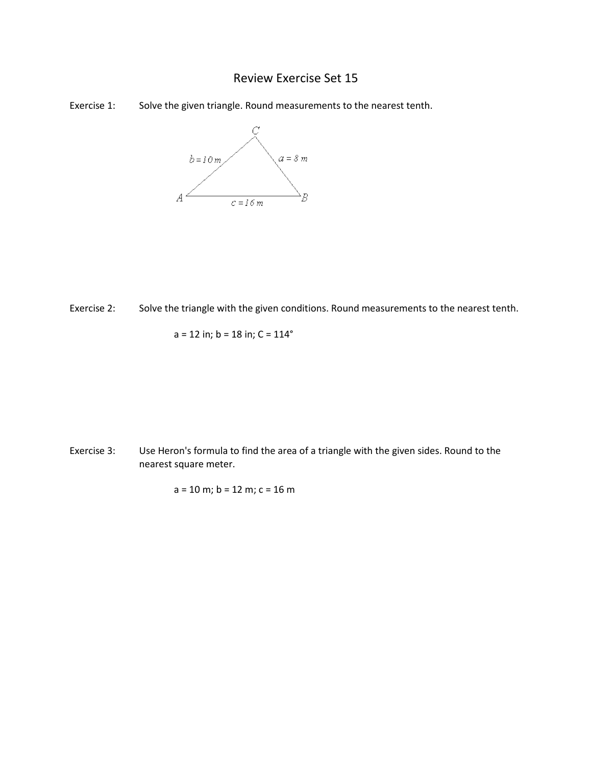# Review Exercise Set 15

Exercise 1: Solve the given triangle. Round measurements to the nearest tenth.

C

$b = 10\ m$ $a = 8\ m$

A B

$c = 16\ m$

Exercise 2: Solve the triangle with the given conditions. Round measurements to the nearest tenth.

a = 12 in; b = 18 in; C = 114°

Exercise 3: Use Heron's formula to find the area of a triangle with the given sides. Round to the nearest square meter.

a = 10 m; b = 12 m; c = 16 m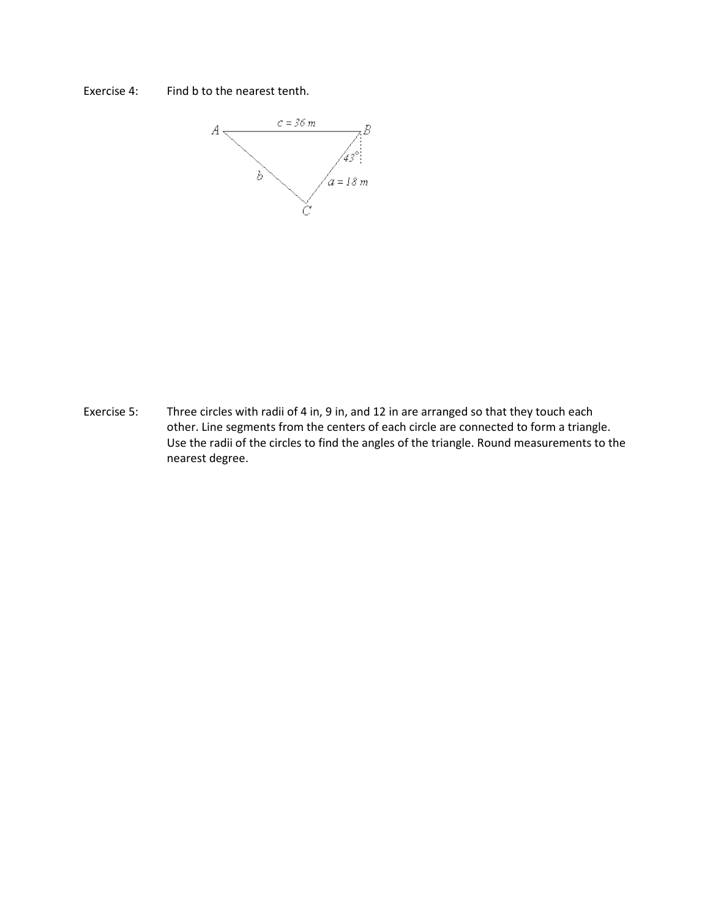Exercise 4: Find b to the nearest tenth.

Exercise 5: Three circles with radii of 4 in, 9 in, and 12 in are arranged so that they touch each other. Line segments from the centers of each circle are connected to form a triangle. Use the radii of the circles to find the angles of the triangle. Round measurements to the nearest degree.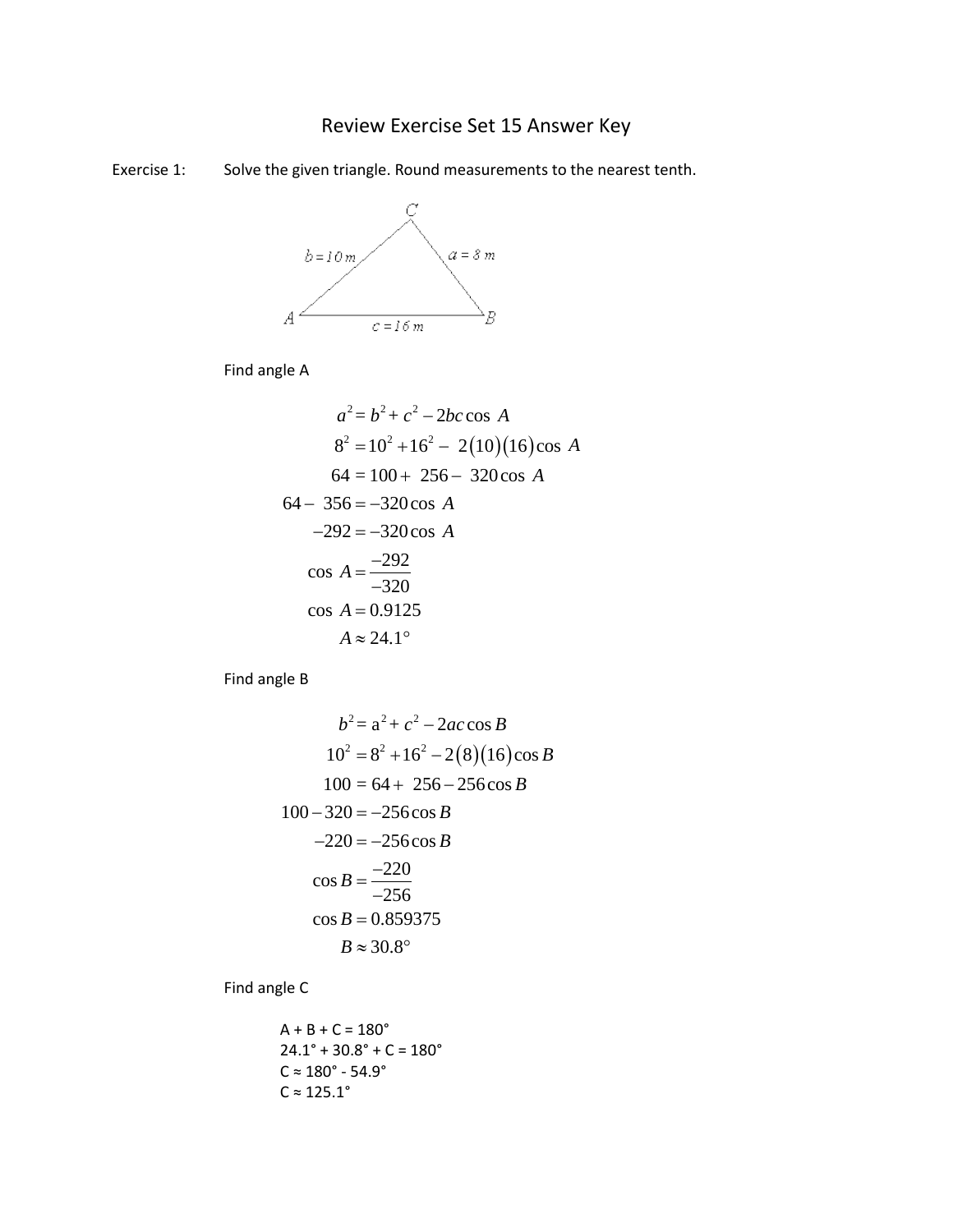# Review Exercise Set 15 Answer Key

Exercise 1: Solve the given triangle. Round measurements to the nearest tenth.

Find angle A

$$
\begin{aligned}
a^2 &= b^2 + c^2 - 2bc\cos A \\
8^2 &= 10^2 + 16^2 - 2(10)(16)\cos A \\
64 &= 100 + 256 - 320\cos A \\
64 - 356 &= -320\cos A \\
-292 &= -320\cos A \\
\cos A &= \frac{-292}{-320} \\
\cos A &= 0.9125 \\
A &\approx 24.1^\circ
\end{aligned}
$$

Find angle B

$$
\begin{aligned}
b^2 &= a^2 + c^2 - 2ac\cos B \\
10^2 &= 8^2 + 16^2 - 2(8)(16)\cos B \\
100 &= 64 + 256 - 256\cos B \\
100 - 320 &= -256\cos B \\
-220 &= -256\cos B \\
\cos B &= \frac{-220}{-256} \\
\cos B &= 0.859375 \\
B &\approx 30.8^\circ
\end{aligned}
$$

Find angle C

A + B + C = 180°
24.1° + 30.8° + C = 180°
C ≈ 180° - 54.9°
C ≈ 125.1°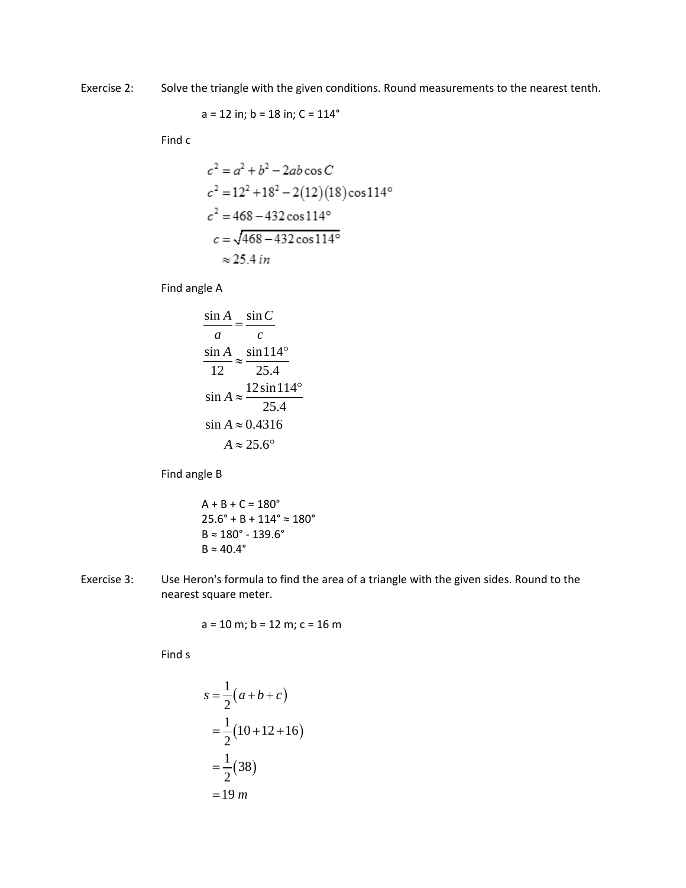Exercise 2: Solve the triangle with the given conditions. Round measurements to the nearest tenth.

$a = 12$ in; $b = 18$ in; $C = 114°$

Find c

$$
\begin{aligned}
c^2 &= a^2 + b^2 - 2ab\cos C \\
c^2 &= 12^2 + 18^2 - 2(12)(18)\cos 114° \\
c^2 &= 468 - 432\cos 114° \\
c &= \sqrt{468 - 432\cos 114°} \\
&\approx 25.4\ in
\end{aligned}
$$

Find angle A

$$
\begin{aligned}
\frac{\sin A}{a} &= \frac{\sin C}{c} \\
\frac{\sin A}{12} &\approx \frac{\sin 114°}{25.4} \\
\sin A &\approx \frac{12\sin 114°}{25.4} \\
\sin A &\approx 0.4316 \\
A &\approx 25.6°
\end{aligned}
$$

Find angle B

$$
\begin{aligned}
A + B + C &= 180° \\
25.6° + B + 114° &\approx 180° \\
B &\approx 180° - 139.6° \\
B &\approx 40.4°
\end{aligned}
$$

Exercise 3: Use Heron's formula to find the area of a triangle with the given sides. Round to the nearest square meter.

$a = 10$ m; $b = 12$ m; $c = 16$ m

Find s

$$
\begin{aligned}
s &= \frac{1}{2}(a + b + c) \\
&= \frac{1}{2}(10 + 12 + 16) \\
&= \frac{1}{2}(38) \\
&= 19\ m
\end{aligned}
$$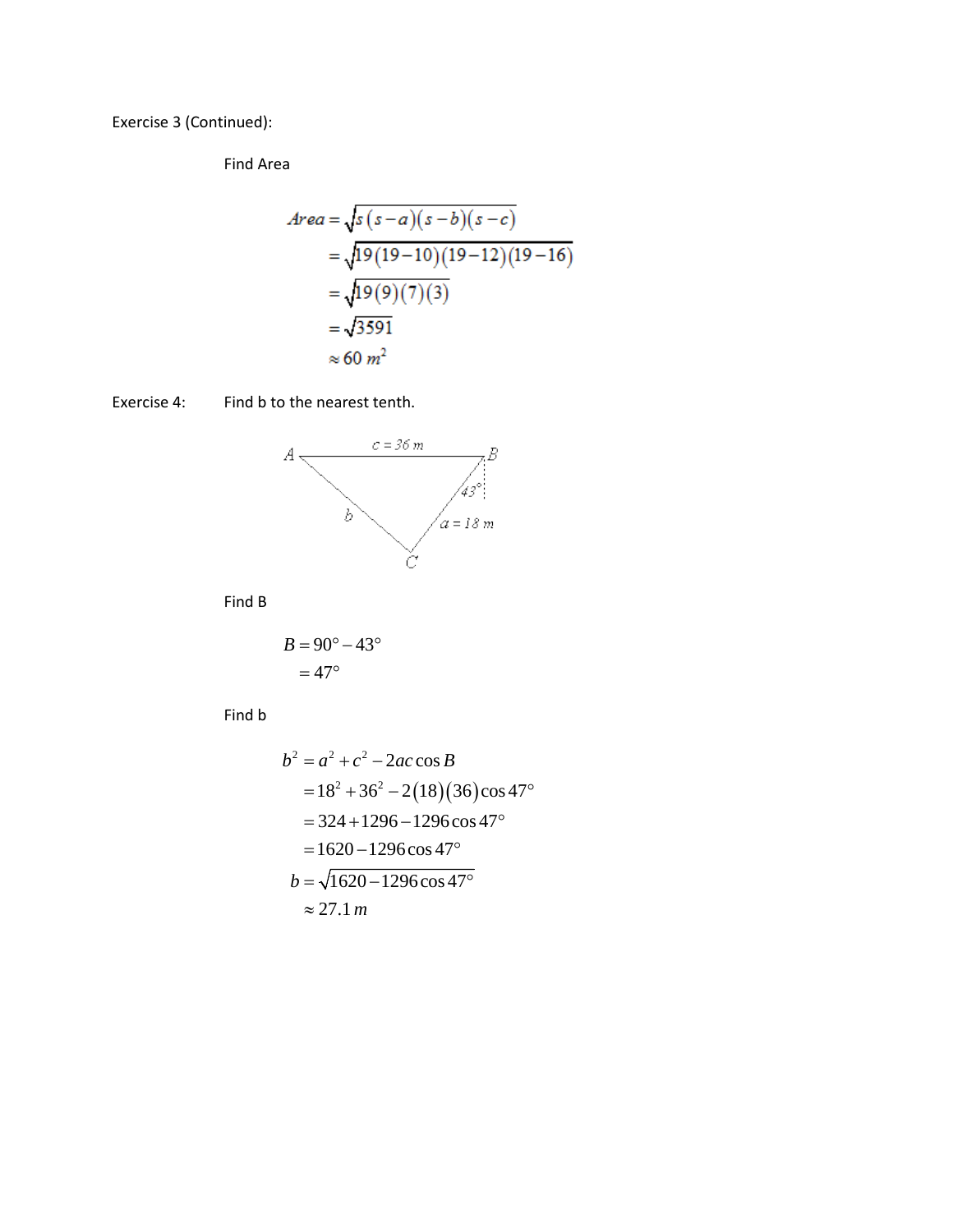Exercise 3 (Continued):

Find Area

$$
\begin{aligned}
Area &= \sqrt{s(s-a)(s-b)(s-c)} \\
&= \sqrt{19(19-10)(19-12)(19-16)} \\
&= \sqrt{19(9)(7)(3)} \\
&= \sqrt{3591} \\
&\approx 60\ m^2
\end{aligned}
$$

Exercise 4: Find b to the nearest tenth.

A, B, C; $c = 36\ m$; $43°$; $b$; $a = 18\ m$

Find B

$$
\begin{aligned}
B &= 90° - 43° \\
&= 47°
\end{aligned}
$$

Find b

$$
\begin{aligned}
b^2 &= a^2 + c^2 - 2ac\cos B \\
&= 18^2 + 36^2 - 2(18)(36)\cos 47° \\
&= 324 + 1296 - 1296\cos 47° \\
&= 1620 - 1296\cos 47° \\
b &= \sqrt{1620 - 1296\cos 47°} \\
&\approx 27.1\ m
\end{aligned}
$$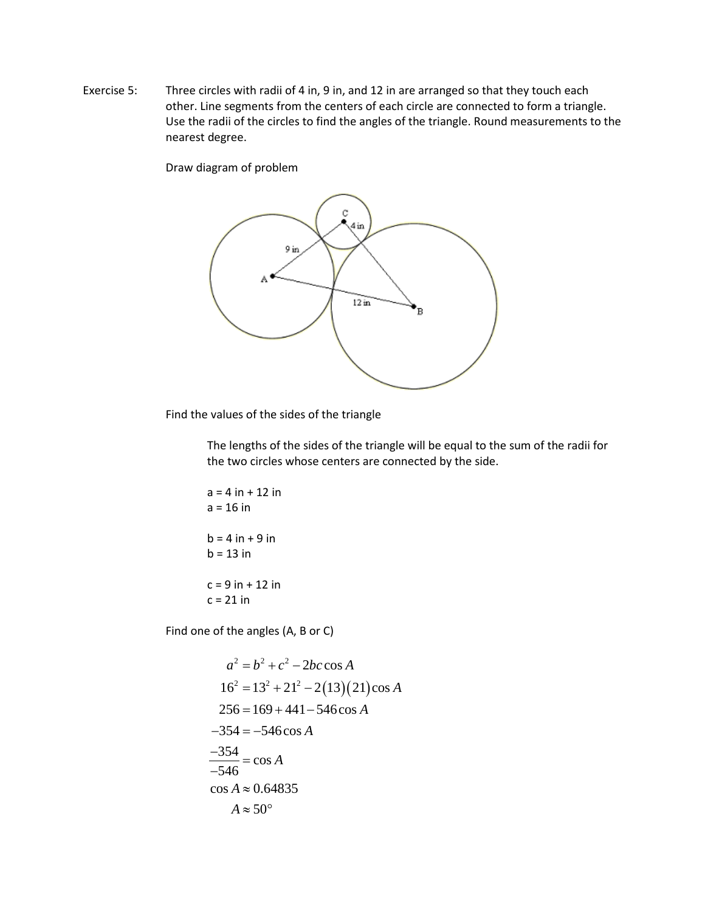Exercise 5: Three circles with radii of 4 in, 9 in, and 12 in are arranged so that they touch each other. Line segments from the centers of each circle are connected to form a triangle. Use the radii of the circles to find the angles of the triangle. Round measurements to the nearest degree.

Draw diagram of problem

Find the values of the sides of the triangle

The lengths of the sides of the triangle will be equal to the sum of the radii for the two circles whose centers are connected by the side.

a = 4 in + 12 in
a = 16 in

b = 4 in + 9 in
b = 13 in

c = 9 in + 12 in
c = 21 in

Find one of the angles (A, B or C)

$$a^2 = b^2 + c^2 - 2bc\cos A$$

$$16^2 = 13^2 + 21^2 - 2(13)(21)\cos A$$

$$256 = 169 + 441 - 546\cos A$$

$$-354 = -546\cos A$$

$$\frac{-354}{-546} = \cos A$$

$$\cos A \approx 0.64835$$

$$A \approx 50^\circ$$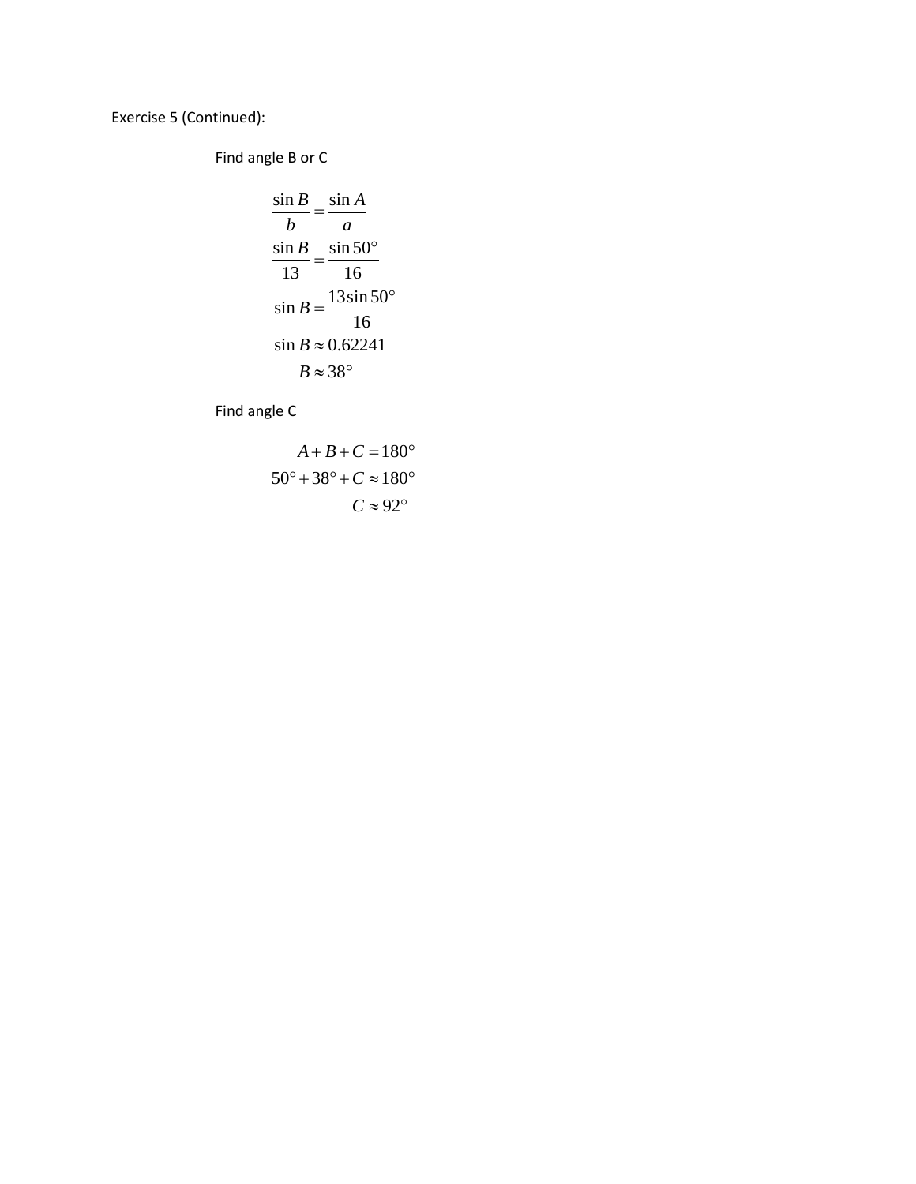Exercise 5 (Continued):

Find angle B or C

$$
\begin{aligned}
\frac{\sin B}{b} &= \frac{\sin A}{a} \\
\frac{\sin B}{13} &= \frac{\sin 50^\circ}{16} \\
\sin B &= \frac{13 \sin 50^\circ}{16} \\
\sin B &\approx 0.62241 \\
B &\approx 38^\circ
\end{aligned}
$$

Find angle C

$$
\begin{aligned}
A + B + C &= 180^\circ \\
50^\circ + 38^\circ + C &\approx 180^\circ \\
C &\approx 92^\circ
\end{aligned}
$$